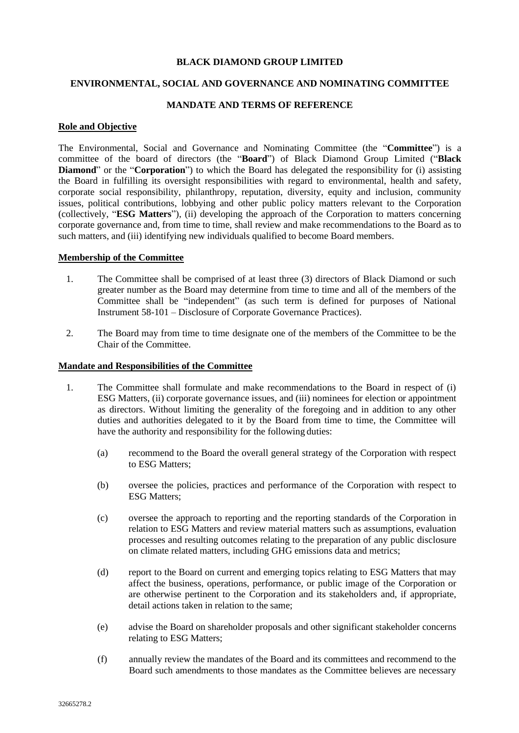**BLACK DIAMOND GROUP LIMITED**

**ENVIRONMENTAL, SOCIAL AND GOVERNANCE AND NOMINATING COMMITTEE**

**MANDATE AND TERMS OF REFERENCE**

**Role and Objective**

The Environmental, Social and Governance and Nominating Committee (the "**Committee**") is a committee of the board of directors (the "**Board**") of Black Diamond Group Limited ("**Black Diamond**" or the "**Corporation**") to which the Board has delegated the responsibility for (i) assisting the Board in fulfilling its oversight responsibilities with regard to environmental, health and safety, corporate social responsibility, philanthropy, reputation, diversity, equity and inclusion, community issues, political contributions, lobbying and other public policy matters relevant to the Corporation (collectively, "**ESG Matters**"), (ii) developing the approach of the Corporation to matters concerning corporate governance and, from time to time, shall review and make recommendations to the Board as to such matters, and (iii) identifying new individuals qualified to become Board members.

**Membership of the Committee**

1. The Committee shall be comprised of at least three (3) directors of Black Diamond or such greater number as the Board may determine from time to time and all of the members of the Committee shall be "independent" (as such term is defined for purposes of National Instrument 58-101 – Disclosure of Corporate Governance Practices).

2. The Board may from time to time designate one of the members of the Committee to be the Chair of the Committee.

**Mandate and Responsibilities of the Committee**

1. The Committee shall formulate and make recommendations to the Board in respect of (i) ESG Matters, (ii) corporate governance issues, and (iii) nominees for election or appointment as directors. Without limiting the generality of the foregoing and in addition to any other duties and authorities delegated to it by the Board from time to time, the Committee will have the authority and responsibility for the following duties:

   (a) recommend to the Board the overall general strategy of the Corporation with respect to ESG Matters;

   (b) oversee the policies, practices and performance of the Corporation with respect to ESG Matters;

   (c) oversee the approach to reporting and the reporting standards of the Corporation in relation to ESG Matters and review material matters such as assumptions, evaluation processes and resulting outcomes relating to the preparation of any public disclosure on climate related matters, including GHG emissions data and metrics;

   (d) report to the Board on current and emerging topics relating to ESG Matters that may affect the business, operations, performance, or public image of the Corporation or are otherwise pertinent to the Corporation and its stakeholders and, if appropriate, detail actions taken in relation to the same;

   (e) advise the Board on shareholder proposals and other significant stakeholder concerns relating to ESG Matters;

   (f) annually review the mandates of the Board and its committees and recommend to the Board such amendments to those mandates as the Committee believes are necessary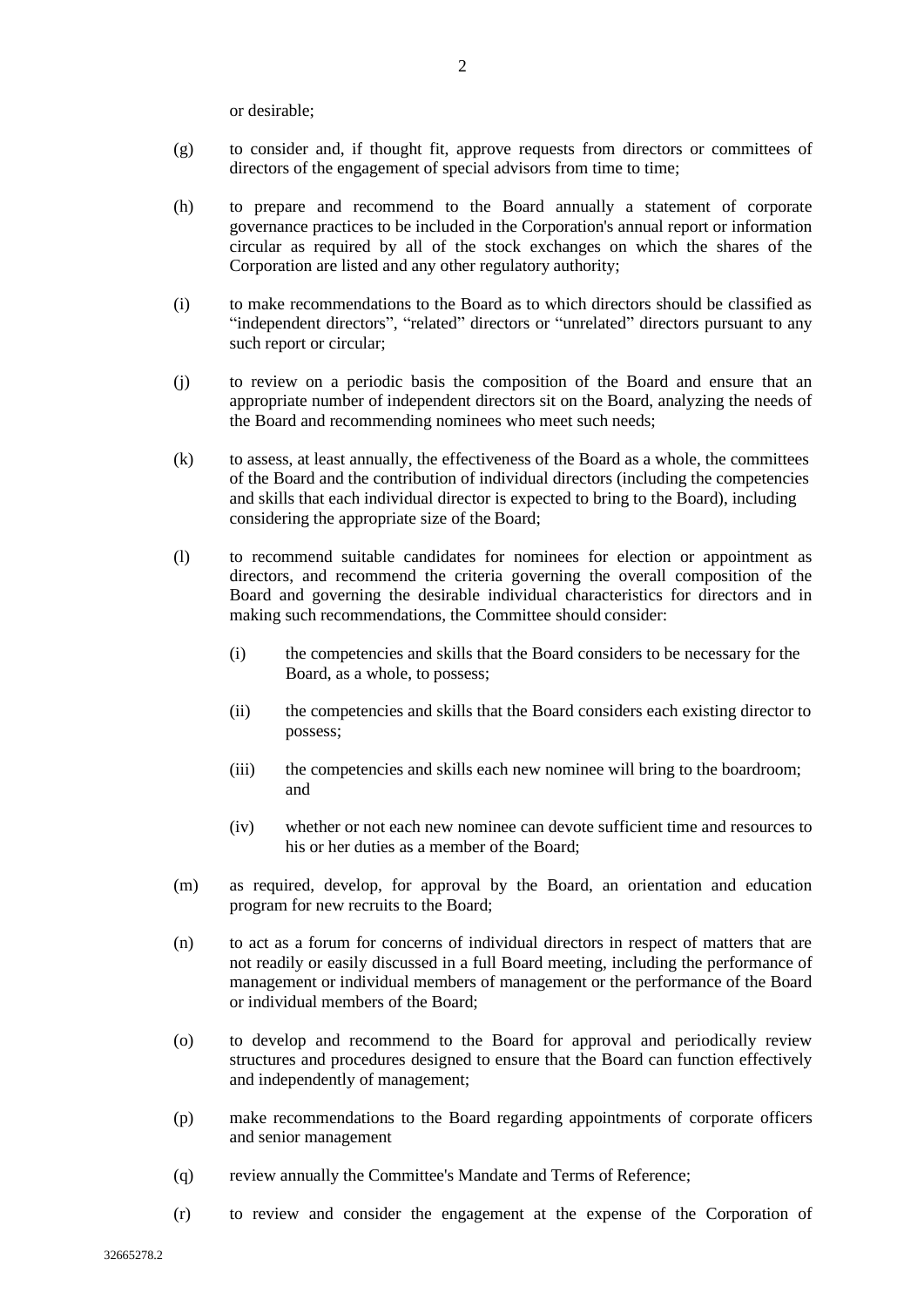or desirable;

(g) to consider and, if thought fit, approve requests from directors or committees of directors of the engagement of special advisors from time to time;

(h) to prepare and recommend to the Board annually a statement of corporate governance practices to be included in the Corporation's annual report or information circular as required by all of the stock exchanges on which the shares of the Corporation are listed and any other regulatory authority;

(i) to make recommendations to the Board as to which directors should be classified as "independent directors", "related" directors or "unrelated" directors pursuant to any such report or circular;

(j) to review on a periodic basis the composition of the Board and ensure that an appropriate number of independent directors sit on the Board, analyzing the needs of the Board and recommending nominees who meet such needs;

(k) to assess, at least annually, the effectiveness of the Board as a whole, the committees of the Board and the contribution of individual directors (including the competencies and skills that each individual director is expected to bring to the Board), including considering the appropriate size of the Board;

(l) to recommend suitable candidates for nominees for election or appointment as directors, and recommend the criteria governing the overall composition of the Board and governing the desirable individual characteristics for directors and in making such recommendations, the Committee should consider:

   (i) the competencies and skills that the Board considers to be necessary for the Board, as a whole, to possess;

   (ii) the competencies and skills that the Board considers each existing director to possess;

   (iii) the competencies and skills each new nominee will bring to the boardroom; and

   (iv) whether or not each new nominee can devote sufficient time and resources to his or her duties as a member of the Board;

(m) as required, develop, for approval by the Board, an orientation and education program for new recruits to the Board;

(n) to act as a forum for concerns of individual directors in respect of matters that are not readily or easily discussed in a full Board meeting, including the performance of management or individual members of management or the performance of the Board or individual members of the Board;

(o) to develop and recommend to the Board for approval and periodically review structures and procedures designed to ensure that the Board can function effectively and independently of management;

(p) make recommendations to the Board regarding appointments of corporate officers and senior management

(q) review annually the Committee's Mandate and Terms of Reference;

(r) to review and consider the engagement at the expense of the Corporation of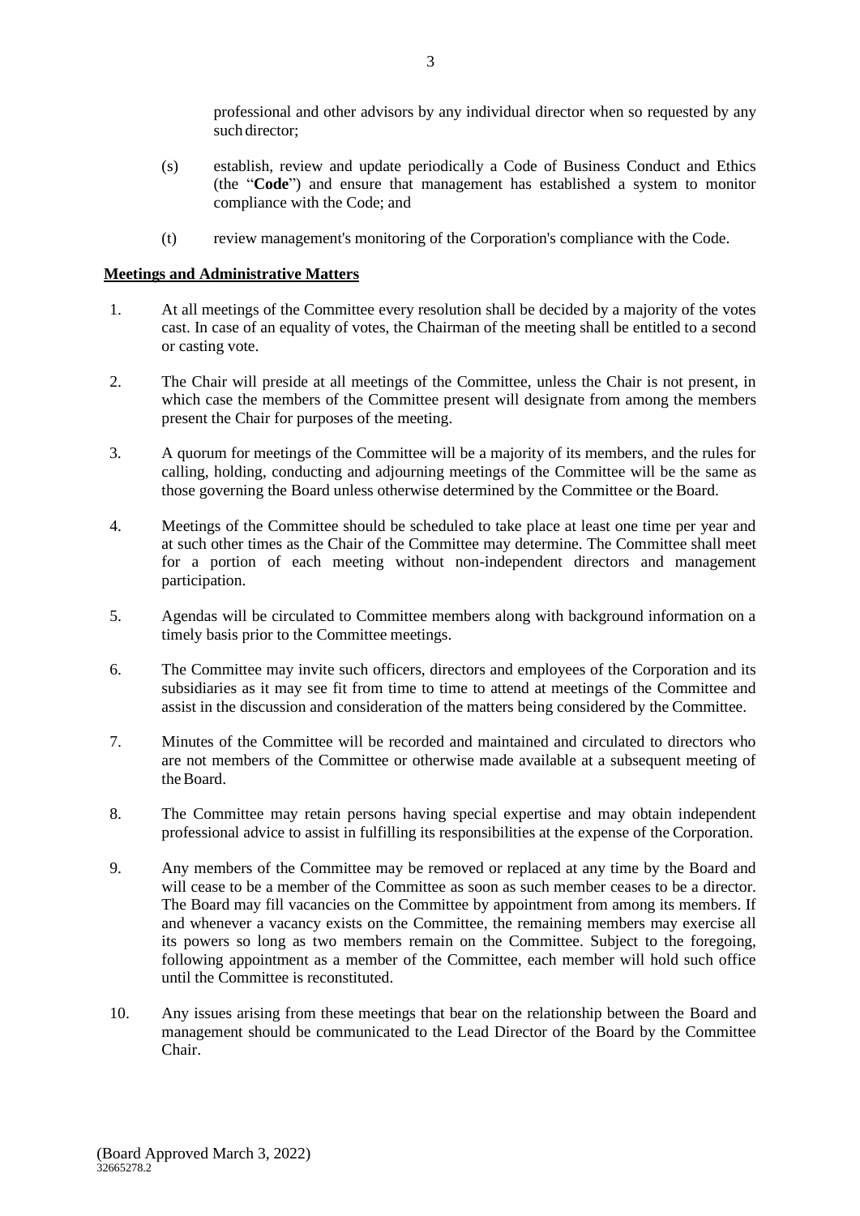professional and other advisors by any individual director when so requested by any such director;

(s) establish, review and update periodically a Code of Business Conduct and Ethics (the "**Code**") and ensure that management has established a system to monitor compliance with the Code; and

(t) review management's monitoring of the Corporation's compliance with the Code.

**Meetings and Administrative Matters**

1. At all meetings of the Committee every resolution shall be decided by a majority of the votes cast. In case of an equality of votes, the Chairman of the meeting shall be entitled to a second or casting vote.

2. The Chair will preside at all meetings of the Committee, unless the Chair is not present, in which case the members of the Committee present will designate from among the members present the Chair for purposes of the meeting.

3. A quorum for meetings of the Committee will be a majority of its members, and the rules for calling, holding, conducting and adjourning meetings of the Committee will be the same as those governing the Board unless otherwise determined by the Committee or the Board.

4. Meetings of the Committee should be scheduled to take place at least one time per year and at such other times as the Chair of the Committee may determine. The Committee shall meet for a portion of each meeting without non-independent directors and management participation.

5. Agendas will be circulated to Committee members along with background information on a timely basis prior to the Committee meetings.

6. The Committee may invite such officers, directors and employees of the Corporation and its subsidiaries as it may see fit from time to time to attend at meetings of the Committee and assist in the discussion and consideration of the matters being considered by the Committee.

7. Minutes of the Committee will be recorded and maintained and circulated to directors who are not members of the Committee or otherwise made available at a subsequent meeting of the Board.

8. The Committee may retain persons having special expertise and may obtain independent professional advice to assist in fulfilling its responsibilities at the expense of the Corporation.

9. Any members of the Committee may be removed or replaced at any time by the Board and will cease to be a member of the Committee as soon as such member ceases to be a director. The Board may fill vacancies on the Committee by appointment from among its members. If and whenever a vacancy exists on the Committee, the remaining members may exercise all its powers so long as two members remain on the Committee. Subject to the foregoing, following appointment as a member of the Committee, each member will hold such office until the Committee is reconstituted.

10. Any issues arising from these meetings that bear on the relationship between the Board and management should be communicated to the Lead Director of the Board by the Committee Chair.

(Board Approved March 3, 2022)
32665278.2